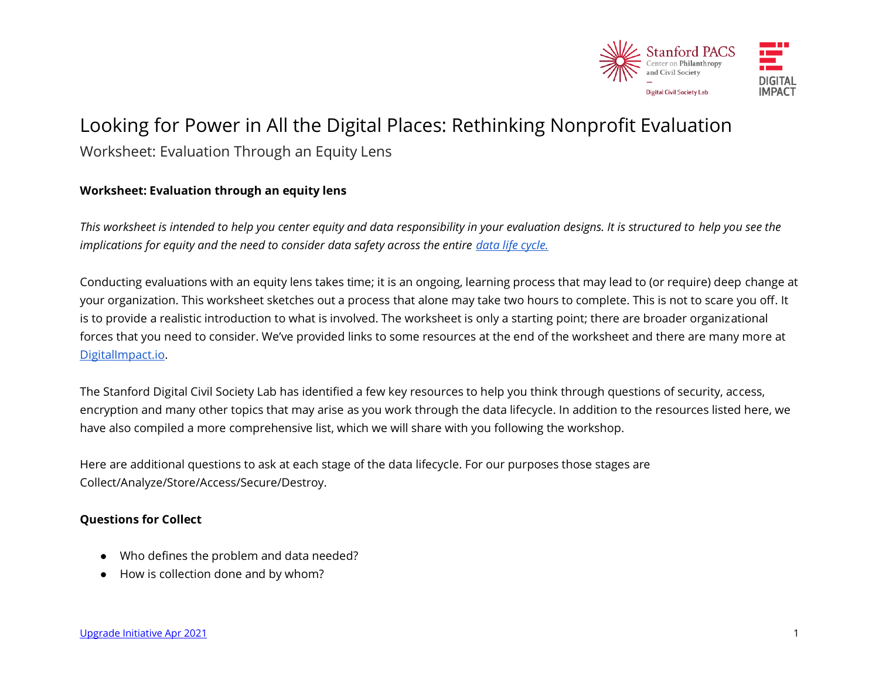# Looking for Power in All the Digital Places: Rethinking Nonprofit Evaluation

## Worksheet: Evaluation Through an Equity Lens

**Worksheet: Evaluation through an equity lens**

*This worksheet is intended to help you center equity and data responsibility in your evaluation designs. It is structured to help you see the implications for equity and the need to consider data safety across the entire [data life cycle.](#)*

Conducting evaluations with an equity lens takes time; it is an ongoing, learning process that may lead to (or require) deep change at your organization. This worksheet sketches out a process that alone may take two hours to complete. This is not to scare you off. It is to provide a realistic introduction to what is involved. The worksheet is only a starting point; there are broader organizational forces that you need to consider. We've provided links to some resources at the end of the worksheet and there are many more at [DigitalImpact.io](#).

The Stanford Digital Civil Society Lab has identified a few key resources to help you think through questions of security, access, encryption and many other topics that may arise as you work through the data lifecycle. In addition to the resources listed here, we have also compiled a more comprehensive list, which we will share with you following the workshop.

Here are additional questions to ask at each stage of the data lifecycle. For our purposes those stages are Collect/Analyze/Store/Access/Secure/Destroy.

**Questions for Collect**

- Who defines the problem and data needed?
- How is collection done and by whom?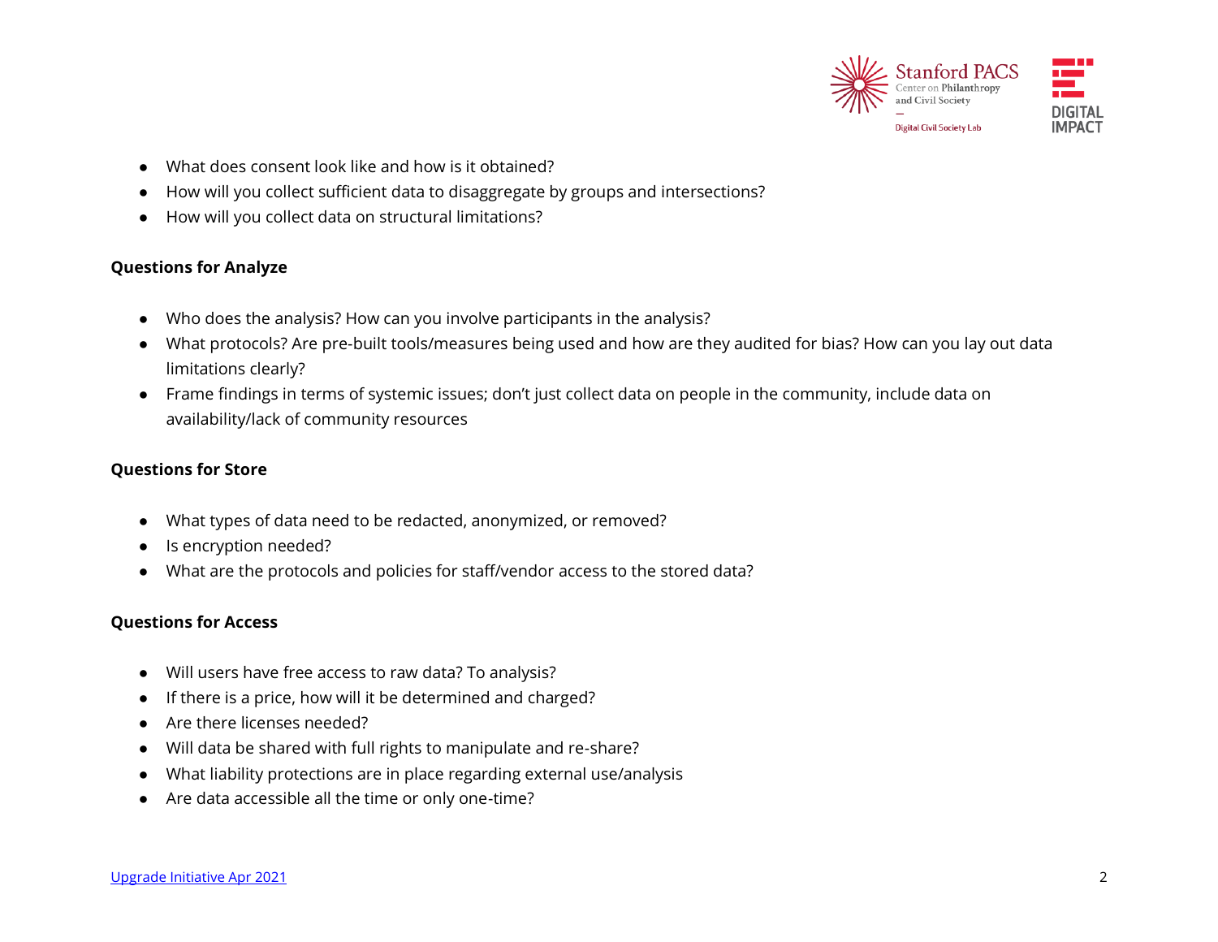- What does consent look like and how is it obtained?
- How will you collect sufficient data to disaggregate by groups and intersections?
- How will you collect data on structural limitations?

**Questions for Analyze**

- Who does the analysis? How can you involve participants in the analysis?
- What protocols? Are pre-built tools/measures being used and how are they audited for bias? How can you lay out data limitations clearly?
- Frame findings in terms of systemic issues; don't just collect data on people in the community, include data on availability/lack of community resources

**Questions for Store**

- What types of data need to be redacted, anonymized, or removed?
- Is encryption needed?
- What are the protocols and policies for staff/vendor access to the stored data?

**Questions for Access**

- Will users have free access to raw data? To analysis?
- If there is a price, how will it be determined and charged?
- Are there licenses needed?
- Will data be shared with full rights to manipulate and re-share?
- What liability protections are in place regarding external use/analysis
- Are data accessible all the time or only one-time?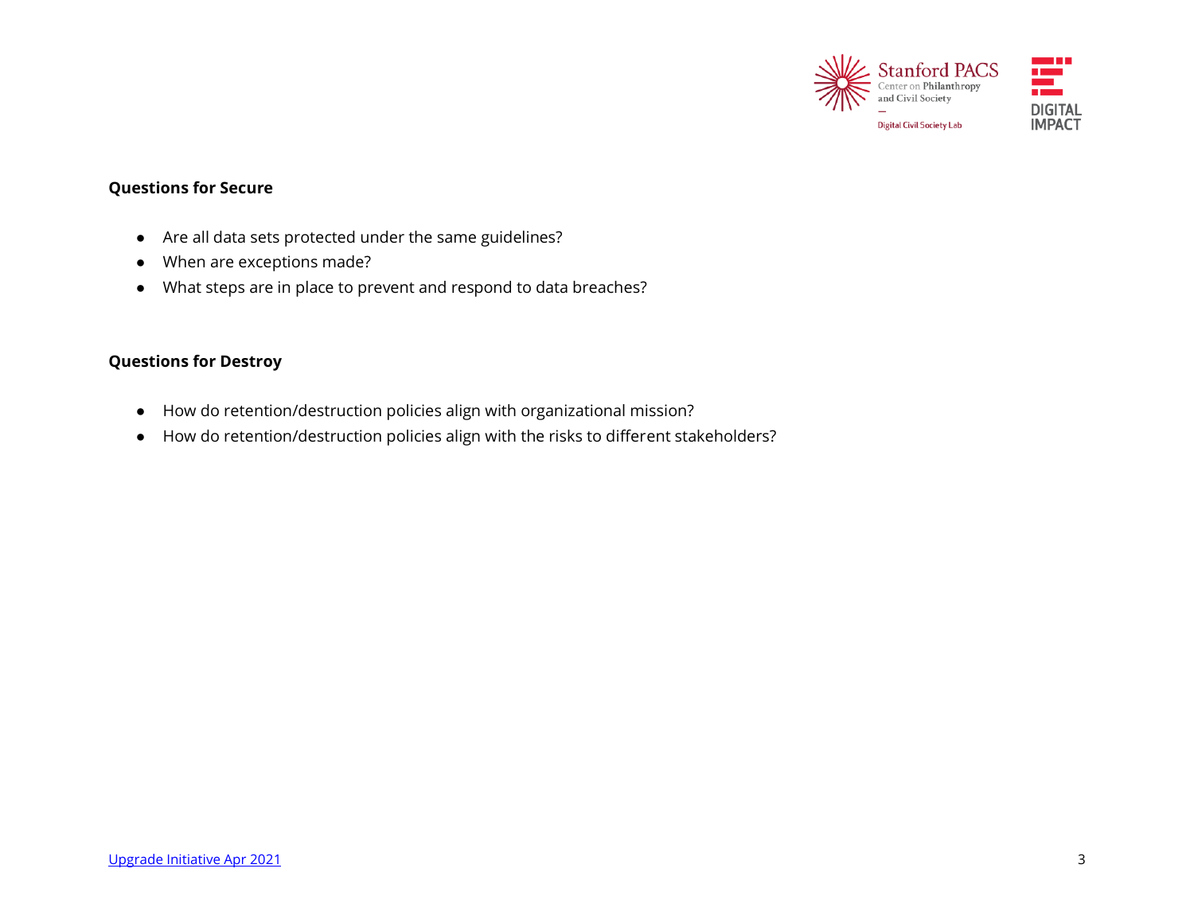**Questions for Secure**

- Are all data sets protected under the same guidelines?
- When are exceptions made?
- What steps are in place to prevent and respond to data breaches?

**Questions for Destroy**

- How do retention/destruction policies align with organizational mission?
- How do retention/destruction policies align with the risks to different stakeholders?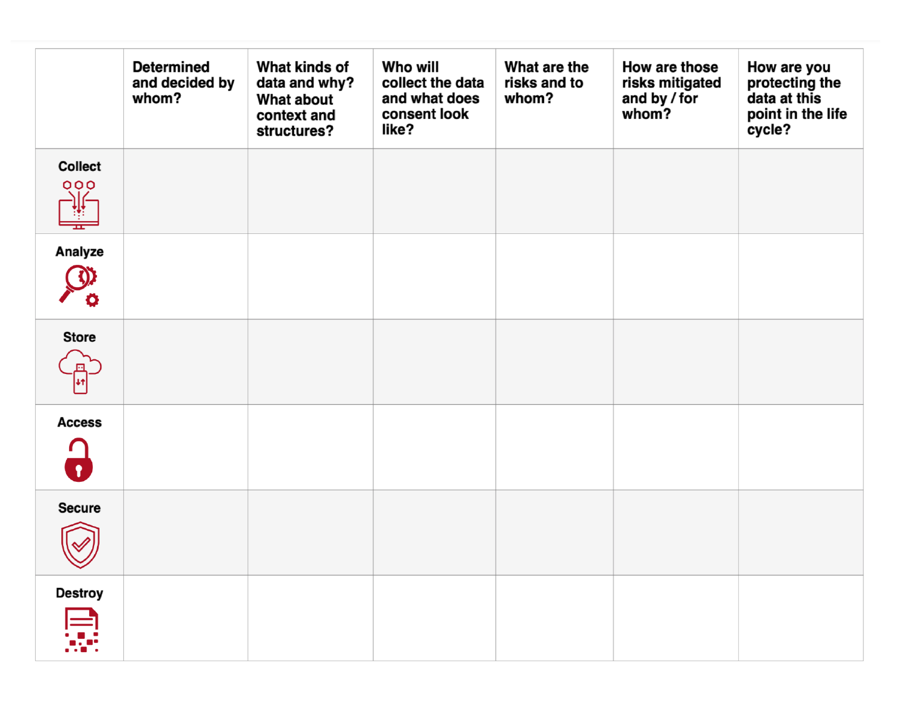| | Determined and decided by whom? | What kinds of data and why? What about context and structures? | Who will collect the data and what does consent look like? | What are the risks and to whom? | How are those risks mitigated and by / for whom? | How are you protecting the data at this point in the life cycle? |
|---|---|---|---|---|---|---|
| Collect | | | | | | |
| Analyze | | | | | | |
| Store | | | | | | |
| Access | | | | | | |
| Secure | | | | | | |
| Destroy | | | | | | |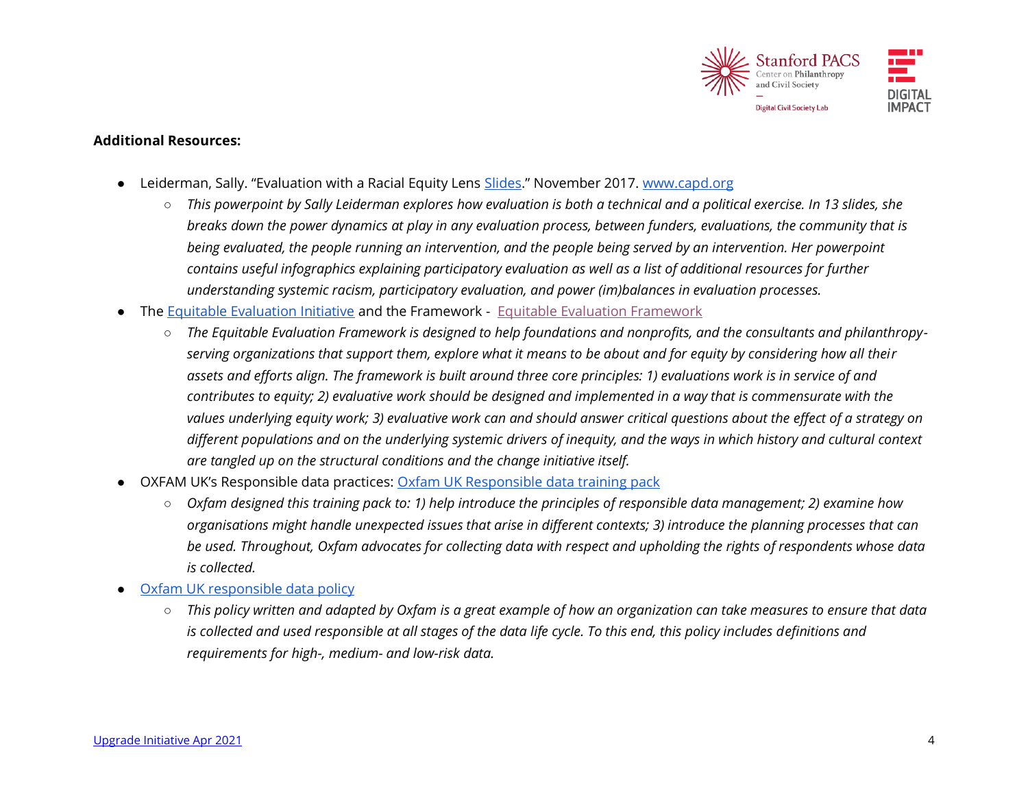**Additional Resources:**

- Leiderman, Sally. "Evaluation with a Racial Equity Lens Slides." November 2017. www.capd.org
    - *This powerpoint by Sally Leiderman explores how evaluation is both a technical and a political exercise. In 13 slides, she breaks down the power dynamics at play in any evaluation process, between funders, evaluations, the community that is being evaluated, the people running an intervention, and the people being served by an intervention. Her powerpoint contains useful infographics explaining participatory evaluation as well as a list of additional resources for further understanding systemic racism, participatory evaluation, and power (im)balances in evaluation processes.*
- The Equitable Evaluation Initiative and the Framework - Equitable Evaluation Framework
    - *The Equitable Evaluation Framework is designed to help foundations and nonprofits, and the consultants and philanthropy-serving organizations that support them, explore what it means to be about and for equity by considering how all their assets and efforts align. The framework is built around three core principles: 1) evaluations work is in service of and contributes to equity; 2) evaluative work should be designed and implemented in a way that is commensurate with the values underlying equity work; 3) evaluative work can and should answer critical questions about the effect of a strategy on different populations and on the underlying systemic drivers of inequity, and the ways in which history and cultural context are tangled up on the structural conditions and the change initiative itself.*
- OXFAM UK's Responsible data practices: Oxfam UK Responsible data training pack
    - *Oxfam designed this training pack to: 1) help introduce the principles of responsible data management; 2) examine how organisations might handle unexpected issues that arise in different contexts; 3) introduce the planning processes that can be used. Throughout, Oxfam advocates for collecting data with respect and upholding the rights of respondents whose data is collected.*
- Oxfam UK responsible data policy
    - *This policy written and adapted by Oxfam is a great example of how an organization can take measures to ensure that data is collected and used responsible at all stages of the data life cycle. To this end, this policy includes definitions and requirements for high-, medium- and low-risk data.*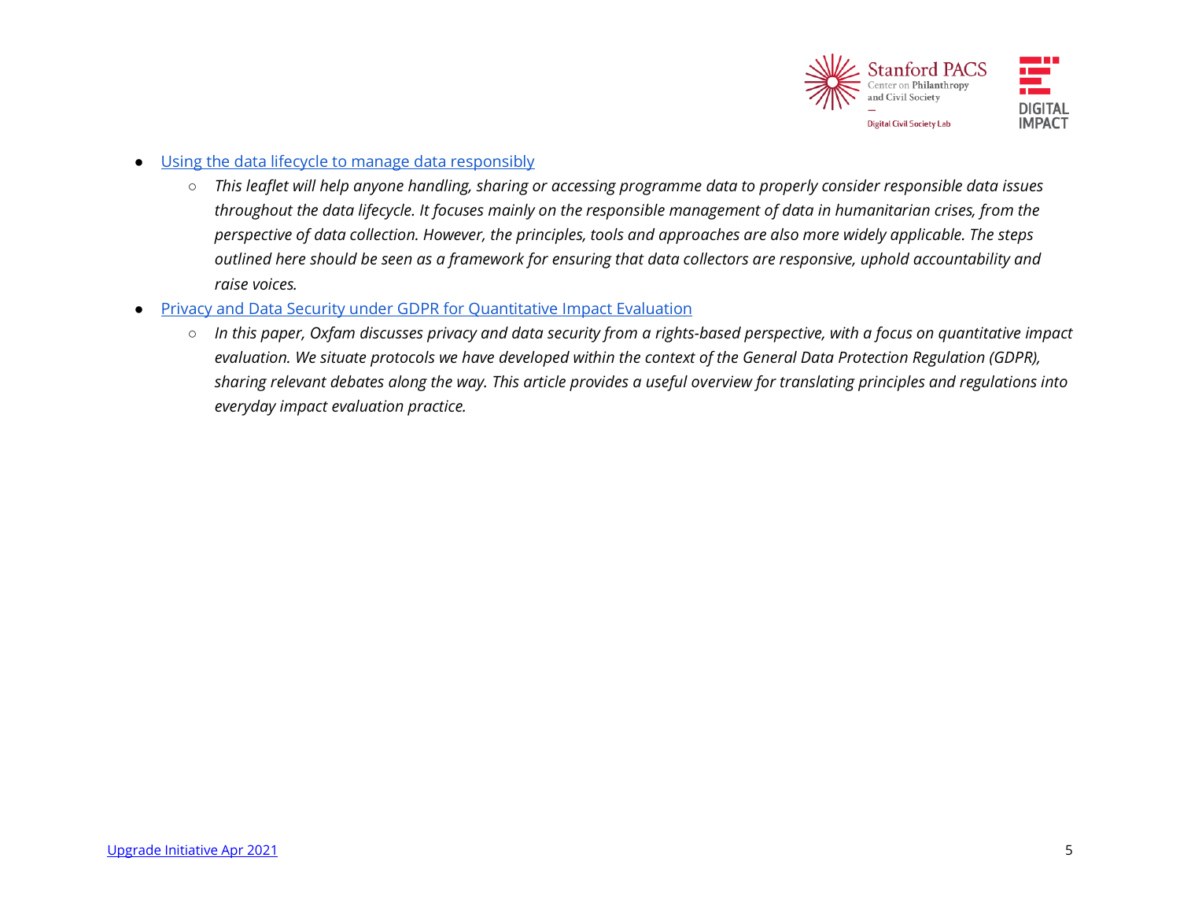- Using the data lifecycle to manage data responsibly
    - *This leaflet will help anyone handling, sharing or accessing programme data to properly consider responsible data issues throughout the data lifecycle. It focuses mainly on the responsible management of data in humanitarian crises, from the perspective of data collection. However, the principles, tools and approaches are also more widely applicable. The steps outlined here should be seen as a framework for ensuring that data collectors are responsive, uphold accountability and raise voices.*
- Privacy and Data Security under GDPR for Quantitative Impact Evaluation
    - *In this paper, Oxfam discusses privacy and data security from a rights-based perspective, with a focus on quantitative impact evaluation. We situate protocols we have developed within the context of the General Data Protection Regulation (GDPR), sharing relevant debates along the way. This article provides a useful overview for translating principles and regulations into everyday impact evaluation practice.*